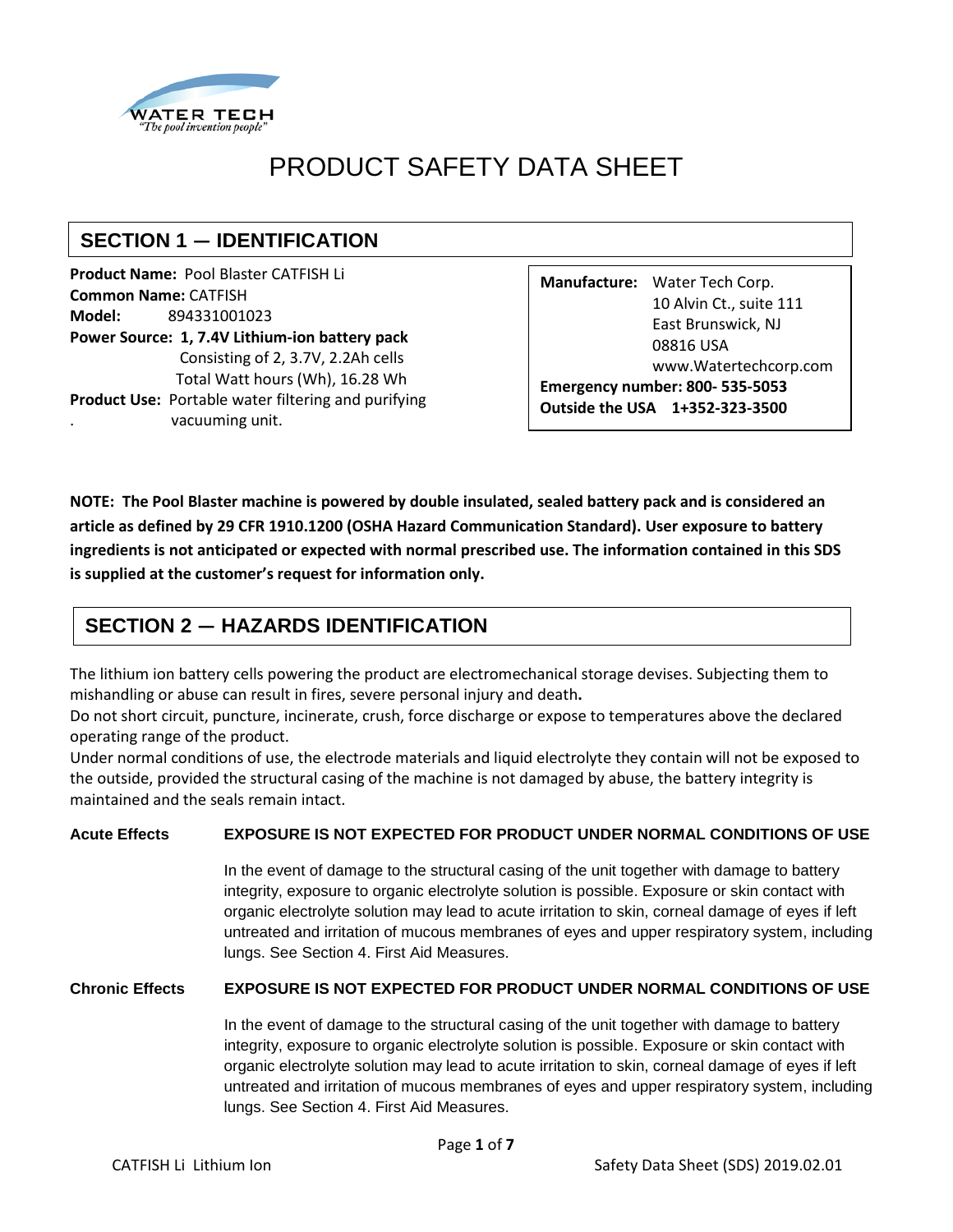WATER TECH
"The pool invention people"

# PRODUCT SAFETY DATA SHEET

## SECTION 1 — IDENTIFICATION

**Product Name:** Pool Blaster CATFISH Li
**Common Name:** CATFISH
**Model:** 894331001023
**Power Source: 1, 7.4V Lithium-ion battery pack**
Consisting of 2, 3.7V, 2.2Ah cells
Total Watt hours (Wh), 16.28 Wh
**Product Use:** Portable water filtering and purifying vacuuming unit.

**Manufacture:** Water Tech Corp.
10 Alvin Ct., suite 111
East Brunswick, NJ
08816 USA
www.Watertechcorp.com
**Emergency number: 800- 535-5053**
**Outside the USA 1+352-323-3500**

**NOTE: The Pool Blaster machine is powered by double insulated, sealed battery pack and is considered an article as defined by 29 CFR 1910.1200 (OSHA Hazard Communication Standard). User exposure to battery ingredients is not anticipated or expected with normal prescribed use. The information contained in this SDS is supplied at the customer's request for information only.**

## SECTION 2 — HAZARDS IDENTIFICATION

The lithium ion battery cells powering the product are electromechanical storage devises. Subjecting them to mishandling or abuse can result in fires, severe personal injury and death**.**
Do not short circuit, puncture, incinerate, crush, force discharge or expose to temperatures above the declared operating range of the product.
Under normal conditions of use, the electrode materials and liquid electrolyte they contain will not be exposed to the outside, provided the structural casing of the machine is not damaged by abuse, the battery integrity is maintained and the seals remain intact.

**Acute Effects** **EXPOSURE IS NOT EXPECTED FOR PRODUCT UNDER NORMAL CONDITIONS OF USE**

In the event of damage to the structural casing of the unit together with damage to battery integrity, exposure to organic electrolyte solution is possible. Exposure or skin contact with organic electrolyte solution may lead to acute irritation to skin, corneal damage of eyes if left untreated and irritation of mucous membranes of eyes and upper respiratory system, including lungs. See Section 4. First Aid Measures.

**Chronic Effects** **EXPOSURE IS NOT EXPECTED FOR PRODUCT UNDER NORMAL CONDITIONS OF USE**

In the event of damage to the structural casing of the unit together with damage to battery integrity, exposure to organic electrolyte solution is possible. Exposure or skin contact with organic electrolyte solution may lead to acute irritation to skin, corneal damage of eyes if left untreated and irritation of mucous membranes of eyes and upper respiratory system, including lungs. See Section 4. First Aid Measures.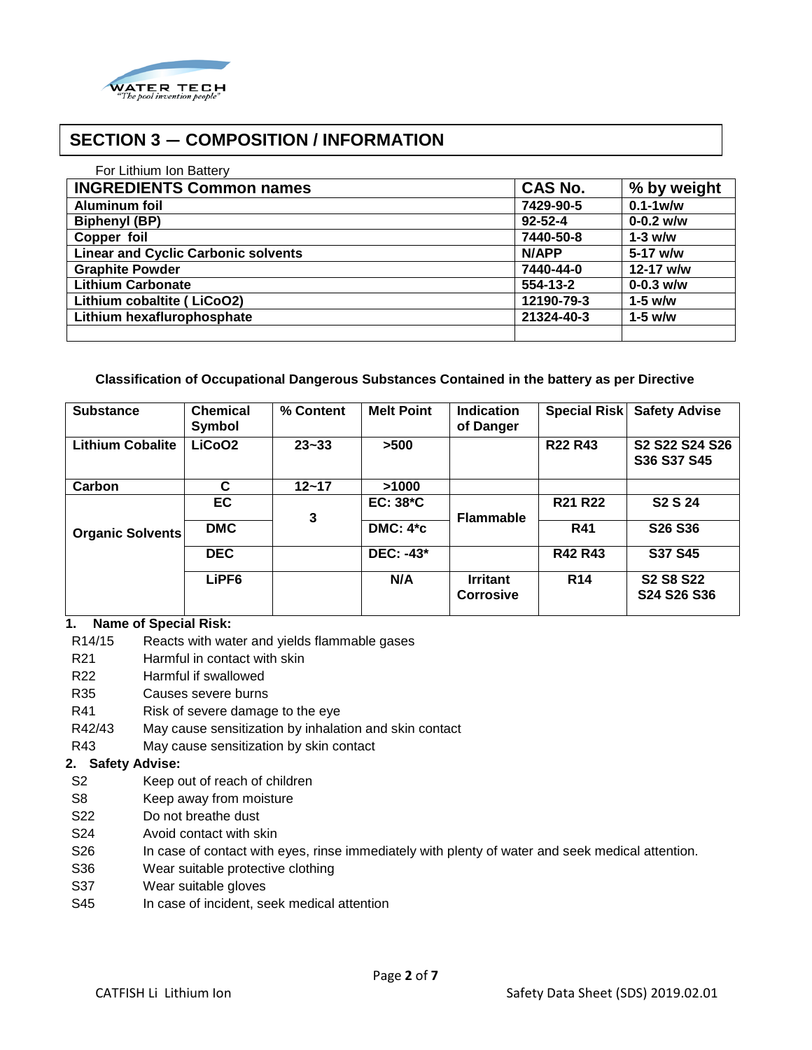## SECTION 3 — COMPOSITION / INFORMATION

For Lithium Ion Battery

| INGREDIENTS Common names | CAS No. | % by weight |
|---|---|---|
| **Aluminum foil** | **7429-90-5** | **0.1-1w/w** |
| **Biphenyl (BP)** | **92-52-4** | **0-0.2 w/w** |
| **Copper foil** | **7440-50-8** | **1-3 w/w** |
| **Linear and Cyclic Carbonic solvents** | **N/APP** | **5-17 w/w** |
| **Graphite Powder** | **7440-44-0** | **12-17 w/w** |
| **Lithium Carbonate** | **554-13-2** | **0-0.3 w/w** |
| **Lithium cobaltite ( LiCoO2)** | **12190-79-3** | **1-5 w/w** |
| **Lithium hexaflurophosphate** | **21324-40-3** | **1-5 w/w** |
| | | |

**Classification of Occupational Dangerous Substances Contained in the battery as per Directive**

| Substance | Chemical Symbol | % Content | Melt Point | Indication of Danger | Special Risk | Safety Advise |
|---|---|---|---|---|---|---|
| **Lithium Cobalite** | **LiCoO2** | **23~33** | **>500** | | **R22 R43** | **S2 S22 S24 S26 S36 S37 S45** |
| **Carbon** | **C** | **12~17** | **>1000** | | | |
| **Organic Solvents** | **EC** | **3** | **EC: 38*C** | **Flammable** | **R21 R22** | **S2 S 24** |
| | **DMC** | | **DMC: 4*c** | | **R41** | **S26 S36** |
| | **DEC** | | **DEC: -43*** | | **R42 R43** | **S37 S45** |
| | **LiPF6** | | **N/A** | **Irritant Corrosive** | **R14** | **S2 S8 S22 S24 S26 S36** |

**1. Name of Special Risk:**

| | |
|---|---|
| R14/15 | Reacts with water and yields flammable gases |
| R21 | Harmful in contact with skin |
| R22 | Harmful if swallowed |
| R35 | Causes severe burns |
| R41 | Risk of severe damage to the eye |
| R42/43 | May cause sensitization by inhalation and skin contact |
| R43 | May cause sensitization by skin contact |

**2. Safety Advise:**

| | |
|---|---|
| S2 | Keep out of reach of children |
| S8 | Keep away from moisture |
| S22 | Do not breathe dust |
| S24 | Avoid contact with skin |
| S26 | In case of contact with eyes, rinse immediately with plenty of water and seek medical attention. |
| S36 | Wear suitable protective clothing |
| S37 | Wear suitable gloves |
| S45 | In case of incident, seek medical attention |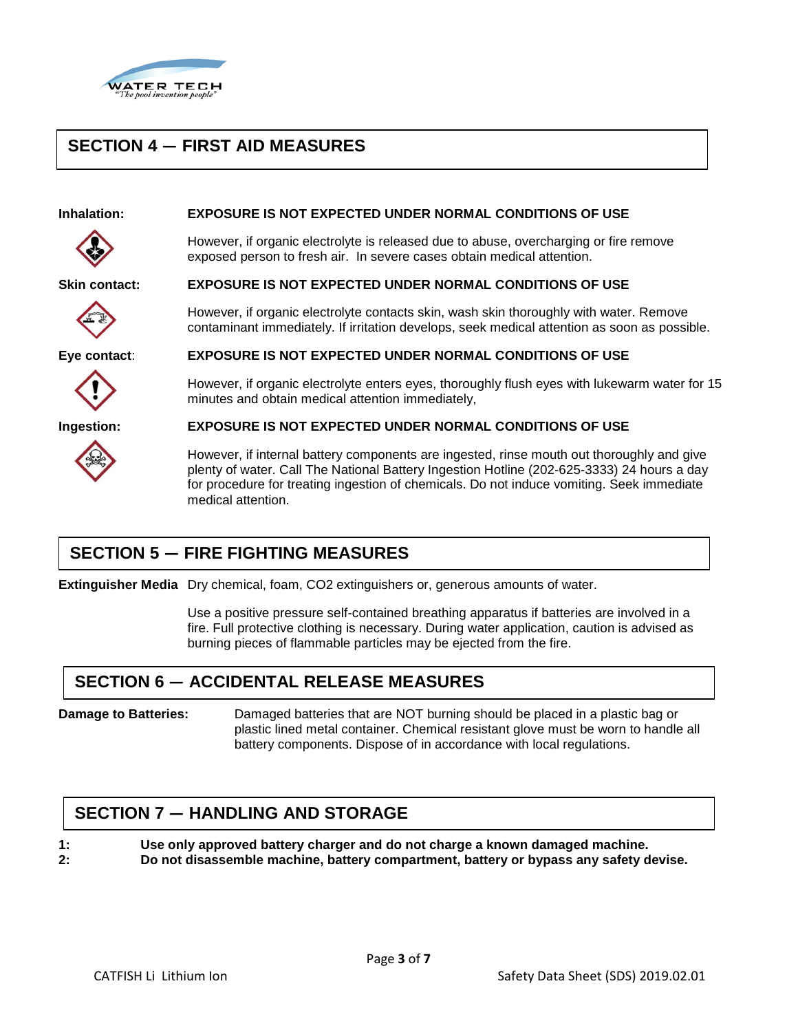## SECTION 4 — FIRST AID MEASURES

**Inhalation:** **EXPOSURE IS NOT EXPECTED UNDER NORMAL CONDITIONS OF USE**

However, if organic electrolyte is released due to abuse, overcharging or fire remove exposed person to fresh air. In severe cases obtain medical attention.

**Skin contact:** **EXPOSURE IS NOT EXPECTED UNDER NORMAL CONDITIONS OF USE**

However, if organic electrolyte contacts skin, wash skin thoroughly with water. Remove contaminant immediately. If irritation develops, seek medical attention as soon as possible.

**Eye contact:** **EXPOSURE IS NOT EXPECTED UNDER NORMAL CONDITIONS OF USE**

However, if organic electrolyte enters eyes, thoroughly flush eyes with lukewarm water for 15 minutes and obtain medical attention immediately,

**Ingestion:** **EXPOSURE IS NOT EXPECTED UNDER NORMAL CONDITIONS OF USE**

However, if internal battery components are ingested, rinse mouth out thoroughly and give plenty of water. Call The National Battery Ingestion Hotline (202-625-3333) 24 hours a day for procedure for treating ingestion of chemicals. Do not induce vomiting. Seek immediate medical attention.

## SECTION 5 — FIRE FIGHTING MEASURES

**Extinguisher Media** Dry chemical, foam, $CO_2$ extinguishers or, generous amounts of water.

Use a positive pressure self-contained breathing apparatus if batteries are involved in a fire. Full protective clothing is necessary. During water application, caution is advised as burning pieces of flammable particles may be ejected from the fire.

## SECTION 6 — ACCIDENTAL RELEASE MEASURES

**Damage to Batteries:** Damaged batteries that are NOT burning should be placed in a plastic bag or plastic lined metal container. Chemical resistant glove must be worn to handle all battery components. Dispose of in accordance with local regulations.

## SECTION 7 — HANDLING AND STORAGE

**1:** **Use only approved battery charger and do not charge a known damaged machine.**
**2:** **Do not disassemble machine, battery compartment, battery or bypass any safety devise.**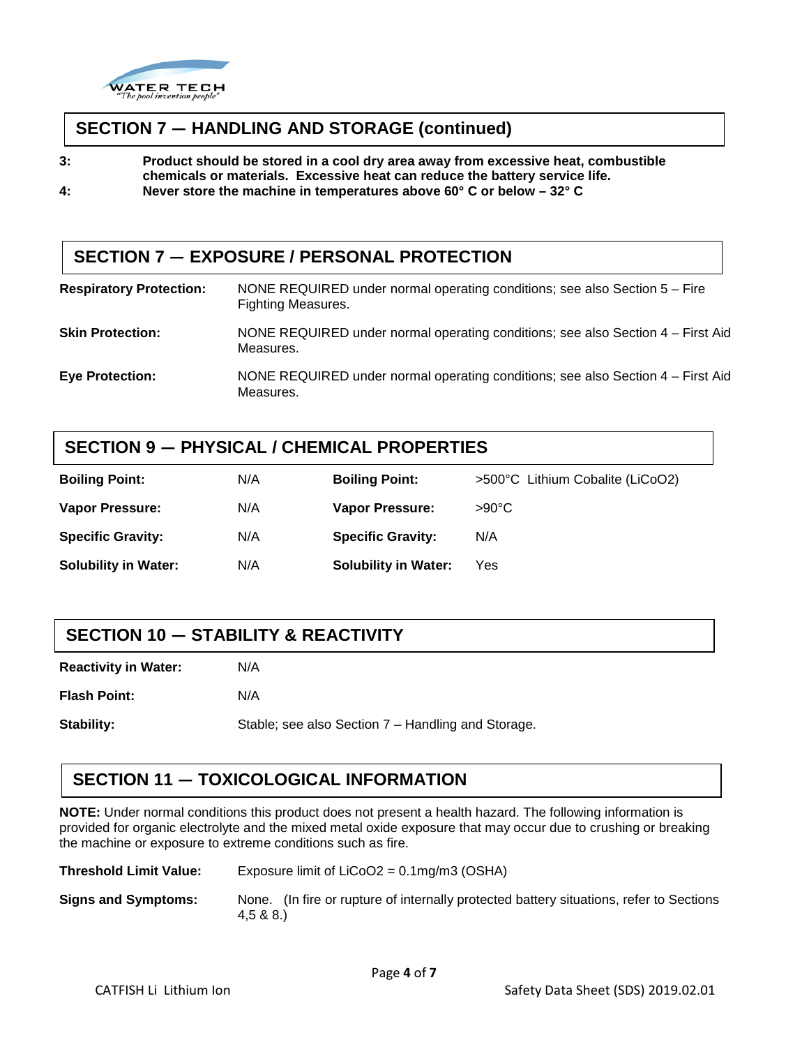## SECTION 7 — HANDLING AND STORAGE (continued)

**3:** **Product should be stored in a cool dry area away from excessive heat, combustible chemicals or materials. Excessive heat can reduce the battery service life.**

**4:** **Never store the machine in temperatures above 60° C or below – 32° C**

## SECTION 7 — EXPOSURE / PERSONAL PROTECTION

**Respiratory Protection:** NONE REQUIRED under normal operating conditions; see also Section 5 – Fire Fighting Measures.

**Skin Protection:** NONE REQUIRED under normal operating conditions; see also Section 4 – First Aid Measures.

**Eye Protection:** NONE REQUIRED under normal operating conditions; see also Section 4 – First Aid Measures.

## SECTION 9 — PHYSICAL / CHEMICAL PROPERTIES

| | | | |
|---|---|---|---|
| **Boiling Point:** | N/A | **Boiling Point:** | >500°C Lithium Cobalite ($LiCoO_2$) |
| **Vapor Pressure:** | N/A | **Vapor Pressure:** | >90°C |
| **Specific Gravity:** | N/A | **Specific Gravity:** | N/A |
| **Solubility in Water:** | N/A | **Solubility in Water:** | Yes |

## SECTION 10 — STABILITY & REACTIVITY

**Reactivity in Water:** N/A

**Flash Point:** N/A

**Stability:** Stable; see also Section 7 – Handling and Storage.

## SECTION 11 — TOXICOLOGICAL INFORMATION

**NOTE:** Under normal conditions this product does not present a health hazard. The following information is provided for organic electrolyte and the mixed metal oxide exposure that may occur due to crushing or breaking the machine or exposure to extreme conditions such as fire.

**Threshold Limit Value:** Exposure limit of $LiCoO_2$ = 0.1mg/m3 (OSHA)

**Signs and Symptoms:** None. (In fire or rupture of internally protected battery situations, refer to Sections 4,5 & 8.)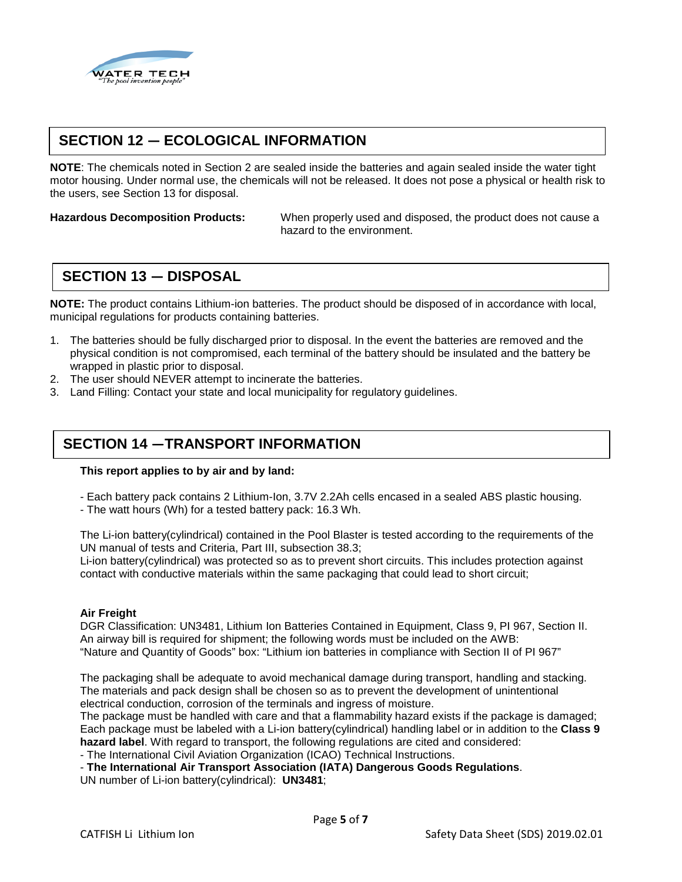## SECTION 12 — ECOLOGICAL INFORMATION

**NOTE**: The chemicals noted in Section 2 are sealed inside the batteries and again sealed inside the water tight motor housing. Under normal use, the chemicals will not be released. It does not pose a physical or health risk to the users, see Section 13 for disposal.

**Hazardous Decomposition Products:** When properly used and disposed, the product does not cause a hazard to the environment.

## SECTION 13 — DISPOSAL

**NOTE:** The product contains Lithium-ion batteries. The product should be disposed of in accordance with local, municipal regulations for products containing batteries.

1. The batteries should be fully discharged prior to disposal. In the event the batteries are removed and the physical condition is not compromised, each terminal of the battery should be insulated and the battery be wrapped in plastic prior to disposal.
2. The user should NEVER attempt to incinerate the batteries.
3. Land Filling: Contact your state and local municipality for regulatory guidelines.

## SECTION 14 —TRANSPORT INFORMATION

**This report applies to by air and by land:**

- Each battery pack contains 2 Lithium-Ion, 3.7V 2.2Ah cells encased in a sealed ABS plastic housing.
- The watt hours (Wh) for a tested battery pack: 16.3 Wh.

The Li-ion battery(cylindrical) contained in the Pool Blaster is tested according to the requirements of the UN manual of tests and Criteria, Part III, subsection 38.3;

Li-ion battery(cylindrical) was protected so as to prevent short circuits. This includes protection against contact with conductive materials within the same packaging that could lead to short circuit;

**Air Freight**

DGR Classification: UN3481, Lithium Ion Batteries Contained in Equipment, Class 9, PI 967, Section II.
An airway bill is required for shipment; the following words must be included on the AWB:
"Nature and Quantity of Goods" box: "Lithium ion batteries in compliance with Section II of PI 967"

The packaging shall be adequate to avoid mechanical damage during transport, handling and stacking. The materials and pack design shall be chosen so as to prevent the development of unintentional electrical conduction, corrosion of the terminals and ingress of moisture.

The package must be handled with care and that a flammability hazard exists if the package is damaged; Each package must be labeled with a Li-ion battery(cylindrical) handling label or in addition to the **Class 9 hazard label**. With regard to transport, the following regulations are cited and considered:

- The International Civil Aviation Organization (ICAO) Technical Instructions.
- **The International Air Transport Association (IATA) Dangerous Goods Regulations**.

UN number of Li-ion battery(cylindrical): **UN3481**;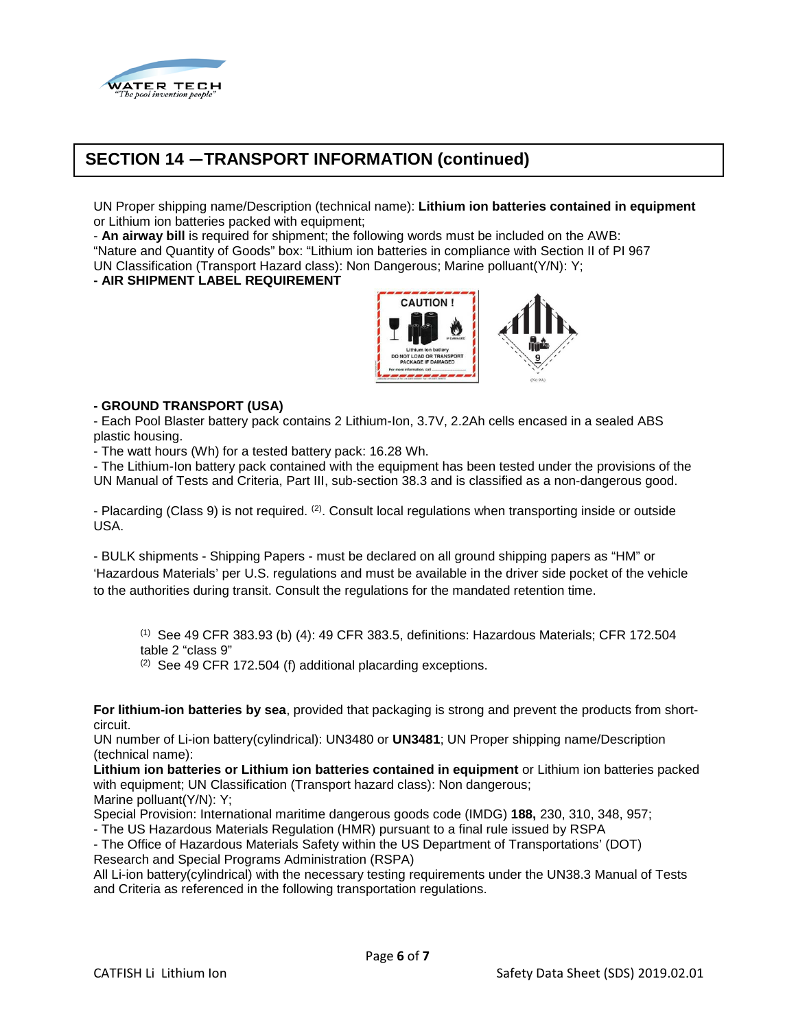## SECTION 14 —TRANSPORT INFORMATION (continued)

UN Proper shipping name/Description (technical name): **Lithium ion batteries contained in equipment** or Lithium ion batteries packed with equipment;

- **An airway bill** is required for shipment; the following words must be included on the AWB:

"Nature and Quantity of Goods" box: "Lithium ion batteries in compliance with Section II of PI 967

UN Classification (Transport Hazard class): Non Dangerous; Marine pollutant(Y/N): Y;

**- AIR SHIPMENT LABEL REQUIREMENT**

**- GROUND TRANSPORT (USA)**

- Each Pool Blaster battery pack contains 2 Lithium-Ion, 3.7V, 2.2Ah cells encased in a sealed ABS plastic housing.
- The watt hours (Wh) for a tested battery pack: 16.28 Wh.
- The Lithium-Ion battery pack contained with the equipment has been tested under the provisions of the UN Manual of Tests and Criteria, Part III, sub-section 38.3 and is classified as a non-dangerous good.

- Placarding (Class 9) is not required. [(2)]. Consult local regulations when transporting inside or outside USA.

- BULK shipments - Shipping Papers - must be declared on all ground shipping papers as "HM" or 'Hazardous Materials' per U.S. regulations and must be available in the driver side pocket of the vehicle to the authorities during transit. Consult the regulations for the mandated retention time.

[(1)] See 49 CFR 383.93 (b) (4): 49 CFR 383.5, definitions: Hazardous Materials; CFR 172.504 table 2 "class 9"

[(2)] See 49 CFR 172.504 (f) additional placarding exceptions.

**For lithium-ion batteries by sea**, provided that packaging is strong and prevent the products from short-circuit.

UN number of Li-ion battery(cylindrical): UN3480 or **UN3481**; UN Proper shipping name/Description (technical name):

**Lithium ion batteries or Lithium ion batteries contained in equipment** or Lithium ion batteries packed with equipment; UN Classification (Transport hazard class): Non dangerous;

Marine pollutant(Y/N): Y;

Special Provision: International maritime dangerous goods code (IMDG) **188,** 230, 310, 348, 957;

- The US Hazardous Materials Regulation (HMR) pursuant to a final rule issued by RSPA
- The Office of Hazardous Materials Safety within the US Department of Transportations' (DOT) Research and Special Programs Administration (RSPA)

All Li-ion battery(cylindrical) with the necessary testing requirements under the UN38.3 Manual of Tests and Criteria as referenced in the following transportation regulations.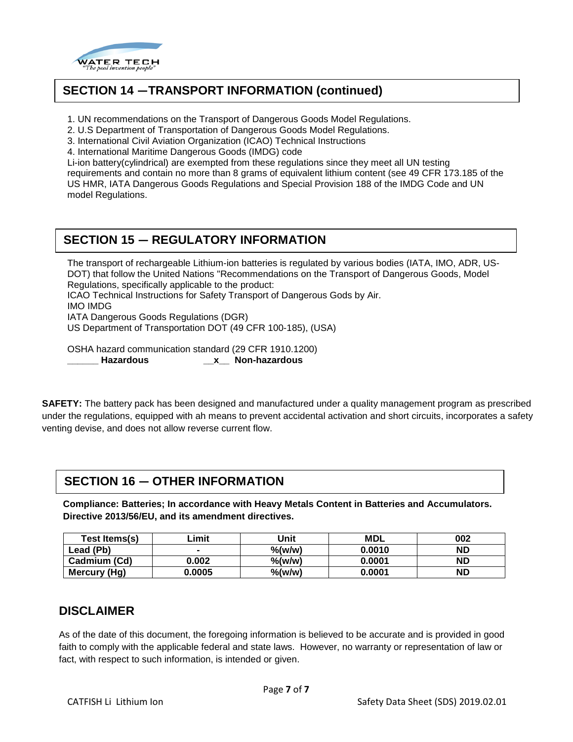## SECTION 14 —TRANSPORT INFORMATION (continued)

1. UN recommendations on the Transport of Dangerous Goods Model Regulations.
2. U.S Department of Transportation of Dangerous Goods Model Regulations.
3. International Civil Aviation Organization (ICAO) Technical Instructions
4. International Maritime Dangerous Goods (IMDG) code

Li-ion battery(cylindrical) are exempted from these regulations since they meet all UN testing requirements and contain no more than 8 grams of equivalent lithium content (see 49 CFR 173.185 of the US HMR, IATA Dangerous Goods Regulations and Special Provision 188 of the IMDG Code and UN model Regulations.

## SECTION 15 — REGULATORY INFORMATION

The transport of rechargeable Lithium-ion batteries is regulated by various bodies (IATA, IMO, ADR, US-DOT) that follow the United Nations "Recommendations on the Transport of Dangerous Goods, Model Regulations, specifically applicable to the product:
ICAO Technical Instructions for Safety Transport of Dangerous Gods by Air.
IMO IMDG
IATA Dangerous Goods Regulations (DGR)
US Department of Transportation DOT (49 CFR 100-185), (USA)

OSHA hazard communication standard (29 CFR 1910.1200)
**______ Hazardous** **__x__ Non-hazardous**

**SAFETY:** The battery pack has been designed and manufactured under a quality management program as prescribed under the regulations, equipped with ah means to prevent accidental activation and short circuits, incorporates a safety venting devise, and does not allow reverse current flow.

## SECTION 16 — OTHER INFORMATION

**Compliance: Batteries; In accordance with Heavy Metals Content in Batteries and Accumulators. Directive 2013/56/EU, and its amendment directives.**

| Test Items(s) | Limit | Unit | MDL | 002 |
|---|---|---|---|---|
| Lead (Pb) | - | %(w/w) | 0.0010 | ND |
| Cadmium (Cd) | 0.002 | %(w/w) | 0.0001 | ND |
| Mercury (Hg) | 0.0005 | %(w/w) | 0.0001 | ND |

## DISCLAIMER

As of the date of this document, the foregoing information is believed to be accurate and is provided in good faith to comply with the applicable federal and state laws. However, no warranty or representation of law or fact, with respect to such information, is intended or given.